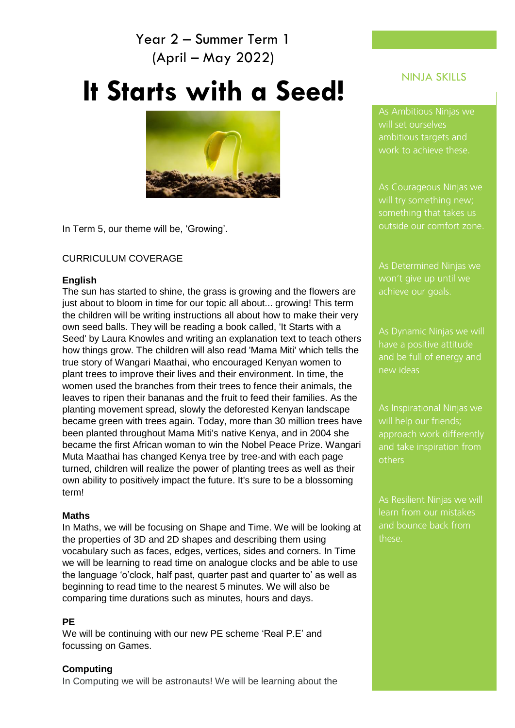Year 2 – Summer Term 1
(April – May 2022)

# It Starts with a Seed!

In Term 5, our theme will be, 'Growing'.

CURRICULUM COVERAGE

**English**

The sun has started to shine, the grass is growing and the flowers are just about to bloom in time for our topic all about... growing! This term the children will be writing instructions all about how to make their very own seed balls. They will be reading a book called, 'It Starts with a Seed' by Laura Knowles and writing an explanation text to teach others how things grow. The children will also read 'Mama Miti' which tells the true story of Wangari Maathai, who encouraged Kenyan women to plant trees to improve their lives and their environment. In time, the women used the branches from their trees to fence their animals, the leaves to ripen their bananas and the fruit to feed their families. As the planting movement spread, slowly the deforested Kenyan landscape became green with trees again. Today, more than 30 million trees have been planted throughout Mama Miti's native Kenya, and in 2004 she became the first African woman to win the Nobel Peace Prize. Wangari Muta Maathai has changed Kenya tree by tree-and with each page turned, children will realize the power of planting trees as well as their own ability to positively impact the future. It's sure to be a blossoming term!

**Maths**

In Maths, we will be focusing on Shape and Time. We will be looking at the properties of 3D and 2D shapes and describing them using vocabulary such as faces, edges, vertices, sides and corners. In Time we will be learning to read time on analogue clocks and be able to use the language 'o'clock, half past, quarter past and quarter to' as well as beginning to read time to the nearest 5 minutes. We will also be comparing time durations such as minutes, hours and days.

**PE**

We will be continuing with our new PE scheme 'Real P.E' and focussing on Games.

**Computing**

In Computing we will be astronauts! We will be learning about the

## NINJA SKILLS

As Ambitious Ninjas we will set ourselves ambitious targets and work to achieve these.

As Courageous Ninjas we will try something new; something that takes us outside our comfort zone.

As Determined Ninjas we won't give up until we achieve our goals.

As Dynamic Ninjas we will have a positive attitude and be full of energy and new ideas

As Inspirational Ninjas we will help our friends; approach work differently and take inspiration from others

As Resilient Ninjas we will learn from our mistakes and bounce back from these.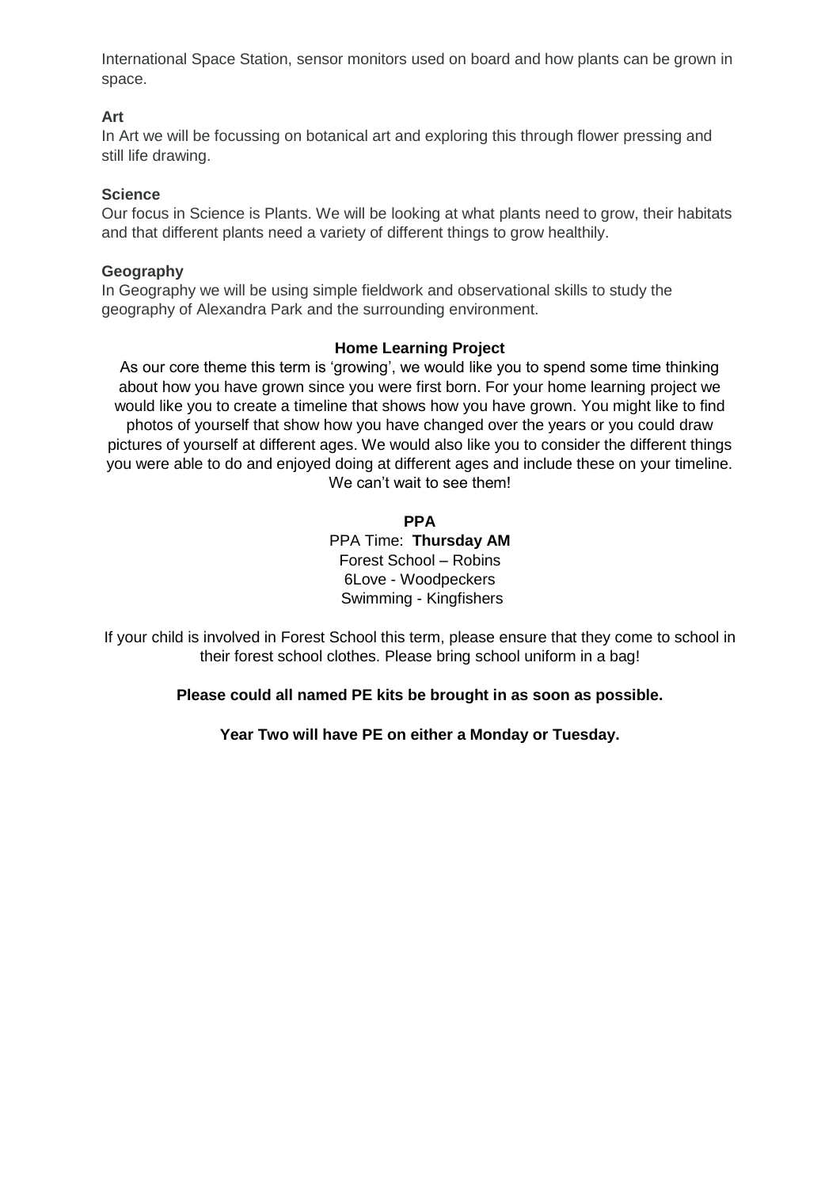International Space Station, sensor monitors used on board and how plants can be grown in space.

**Art**

In Art we will be focussing on botanical art and exploring this through flower pressing and still life drawing.

**Science**

Our focus in Science is Plants. We will be looking at what plants need to grow, their habitats and that different plants need a variety of different things to grow healthily.

**Geography**

In Geography we will be using simple fieldwork and observational skills to study the geography of Alexandra Park and the surrounding environment.

**Home Learning Project**

As our core theme this term is 'growing', we would like you to spend some time thinking about how you have grown since you were first born. For your home learning project we would like you to create a timeline that shows how you have grown. You might like to find photos of yourself that show how you have changed over the years or you could draw pictures of yourself at different ages. We would also like you to consider the different things you were able to do and enjoyed doing at different ages and include these on your timeline. We can't wait to see them!

**PPA**

PPA Time: **Thursday AM**
Forest School – Robins
6Love - Woodpeckers
Swimming - Kingfishers

If your child is involved in Forest School this term, please ensure that they come to school in their forest school clothes. Please bring school uniform in a bag!

**Please could all named PE kits be brought in as soon as possible.**

**Year Two will have PE on either a Monday or Tuesday.**